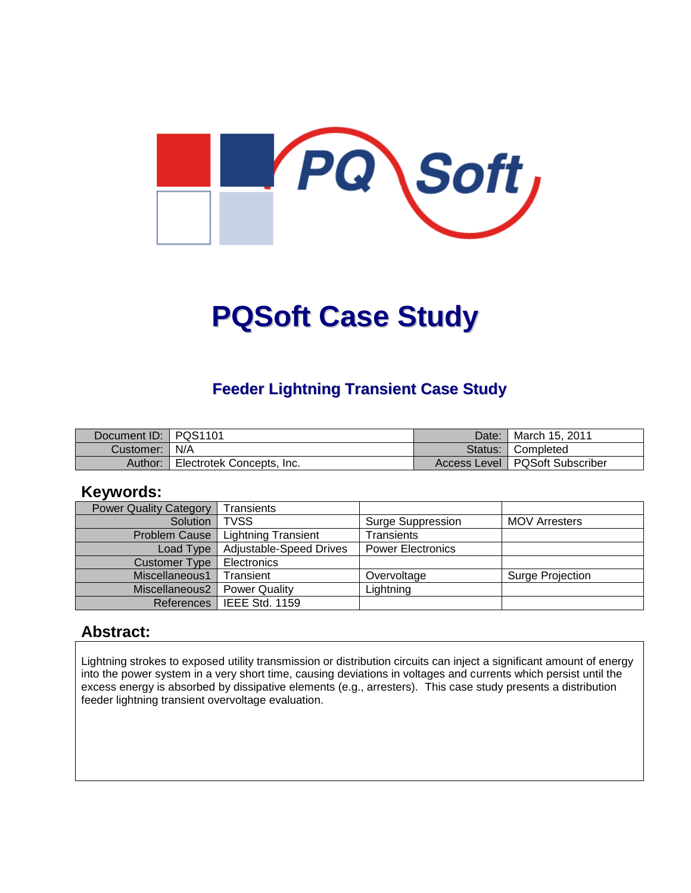# PQSoft Case Study

## Feeder Lightning Transient Case Study

| | | | |
|---|---|---|---|
| Document ID: | PQS1101 | Date: | March 15, 2011 |
| Customer: | N/A | Status: | Completed |
| Author: | Electrotek Concepts, Inc. | Access Level | PQSoft Subscriber |

## Keywords:

| | | | |
|---|---|---|---|
| Power Quality Category | Transients | | |
| Solution | TVSS | Surge Suppression | MOV Arresters |
| Problem Cause | Lightning Transient | Transients | |
| Load Type | Adjustable-Speed Drives | Power Electronics | |
| Customer Type | Electronics | | |
| Miscellaneous1 | Transient | Overvoltage | Surge Projection |
| Miscellaneous2 | Power Quality | Lightning | |
| References | IEEE Std. 1159 | | |

## Abstract:

Lightning strokes to exposed utility transmission or distribution circuits can inject a significant amount of energy into the power system in a very short time, causing deviations in voltages and currents which persist until the excess energy is absorbed by dissipative elements (e.g., arresters). This case study presents a distribution feeder lightning transient overvoltage evaluation.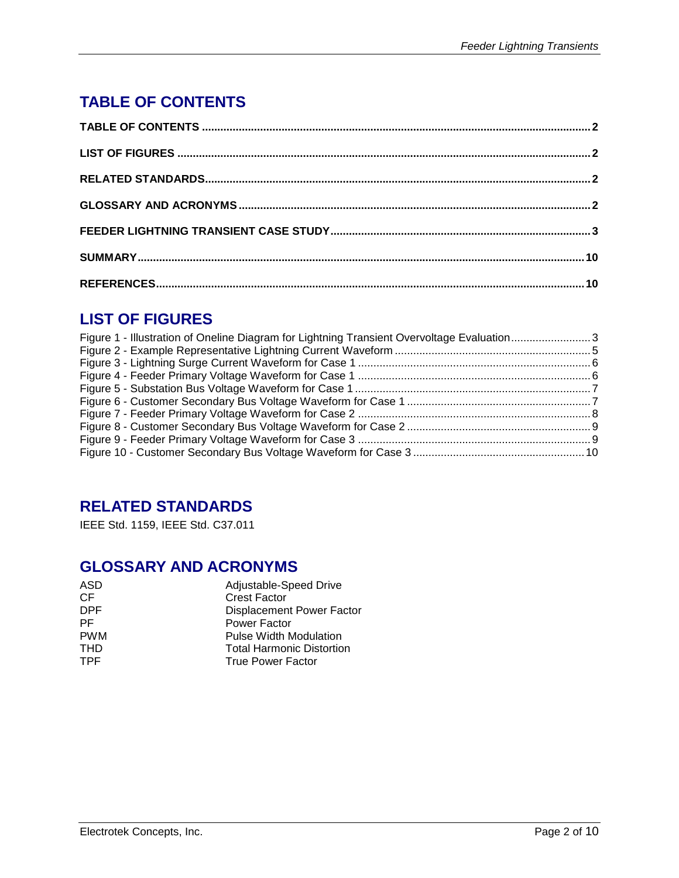## TABLE OF CONTENTS

**TABLE OF CONTENTS** .......... **2**

**LIST OF FIGURES** .......... **2**

**RELATED STANDARDS** .......... **2**

**GLOSSARY AND ACRONYMS** .......... **2**

**FEEDER LIGHTNING TRANSIENT CASE STUDY** .......... **3**

**SUMMARY** .......... **10**

**REFERENCES** .......... **10**

## LIST OF FIGURES

Figure 1 - Illustration of Oneline Diagram for Lightning Transient Overvoltage Evaluation .......... 3
Figure 2 - Example Representative Lightning Current Waveform .......... 5
Figure 3 - Lightning Surge Current Waveform for Case 1 .......... 6
Figure 4 - Feeder Primary Voltage Waveform for Case 1 .......... 6
Figure 5 - Substation Bus Voltage Waveform for Case 1 .......... 7
Figure 6 - Customer Secondary Bus Voltage Waveform for Case 1 .......... 7
Figure 7 - Feeder Primary Voltage Waveform for Case 2 .......... 8
Figure 8 - Customer Secondary Bus Voltage Waveform for Case 2 .......... 9
Figure 9 - Feeder Primary Voltage Waveform for Case 3 .......... 9
Figure 10 - Customer Secondary Bus Voltage Waveform for Case 3 .......... 10

## RELATED STANDARDS

IEEE Std. 1159, IEEE Std. C37.011

## GLOSSARY AND ACRONYMS

| | |
|---|---|
| ASD | Adjustable-Speed Drive |
| CF | Crest Factor |
| DPF | Displacement Power Factor |
| PF | Power Factor |
| PWM | Pulse Width Modulation |
| THD | Total Harmonic Distortion |
| TPF | True Power Factor |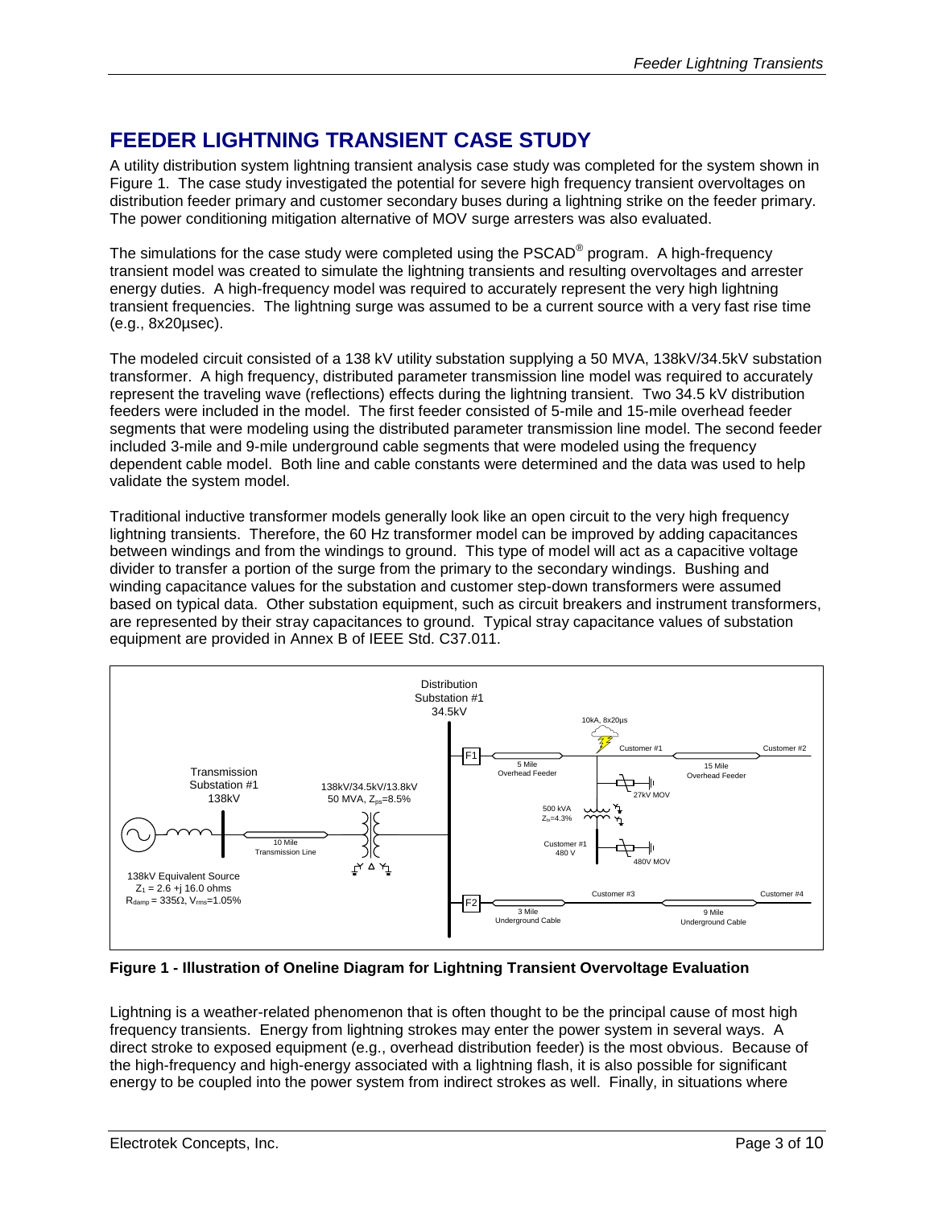## FEEDER LIGHTNING TRANSIENT CASE STUDY

A utility distribution system lightning transient analysis case study was completed for the system shown in Figure 1. The case study investigated the potential for severe high frequency transient overvoltages on distribution feeder primary and customer secondary buses during a lightning strike on the feeder primary. The power conditioning mitigation alternative of MOV surge arresters was also evaluated.

The simulations for the case study were completed using the PSCAD® program. A high-frequency transient model was created to simulate the lightning transients and resulting overvoltages and arrester energy duties. A high-frequency model was required to accurately represent the very high lightning transient frequencies. The lightning surge was assumed to be a current source with a very fast rise time (e.g., 8x20µsec).

The modeled circuit consisted of a 138 kV utility substation supplying a 50 MVA, 138kV/34.5kV substation transformer. A high frequency, distributed parameter transmission line model was required to accurately represent the traveling wave (reflections) effects during the lightning transient. Two 34.5 kV distribution feeders were included in the model. The first feeder consisted of 5-mile and 15-mile overhead feeder segments that were modeling using the distributed parameter transmission line model. The second feeder included 3-mile and 9-mile underground cable segments that were modeled using the frequency dependent cable model. Both line and cable constants were determined and the data was used to help validate the system model.

Traditional inductive transformer models generally look like an open circuit to the very high frequency lightning transients. Therefore, the 60 Hz transformer model can be improved by adding capacitances between windings and from the windings to ground. This type of model will act as a capacitive voltage divider to transfer a portion of the surge from the primary to the secondary windings. Bushing and winding capacitance values for the substation and customer step-down transformers were assumed based on typical data. Other substation equipment, such as circuit breakers and instrument transformers, are represented by their stray capacitances to ground. Typical stray capacitance values of substation equipment are provided in Annex B of IEEE Std. C37.011.

**Figure 1 - Illustration of Oneline Diagram for Lightning Transient Overvoltage Evaluation**

Lightning is a weather-related phenomenon that is often thought to be the principal cause of most high frequency transients. Energy from lightning strokes may enter the power system in several ways. A direct stroke to exposed equipment (e.g., overhead distribution feeder) is the most obvious. Because of the high-frequency and high-energy associated with a lightning flash, it is also possible for significant energy to be coupled into the power system from indirect strokes as well. Finally, in situations where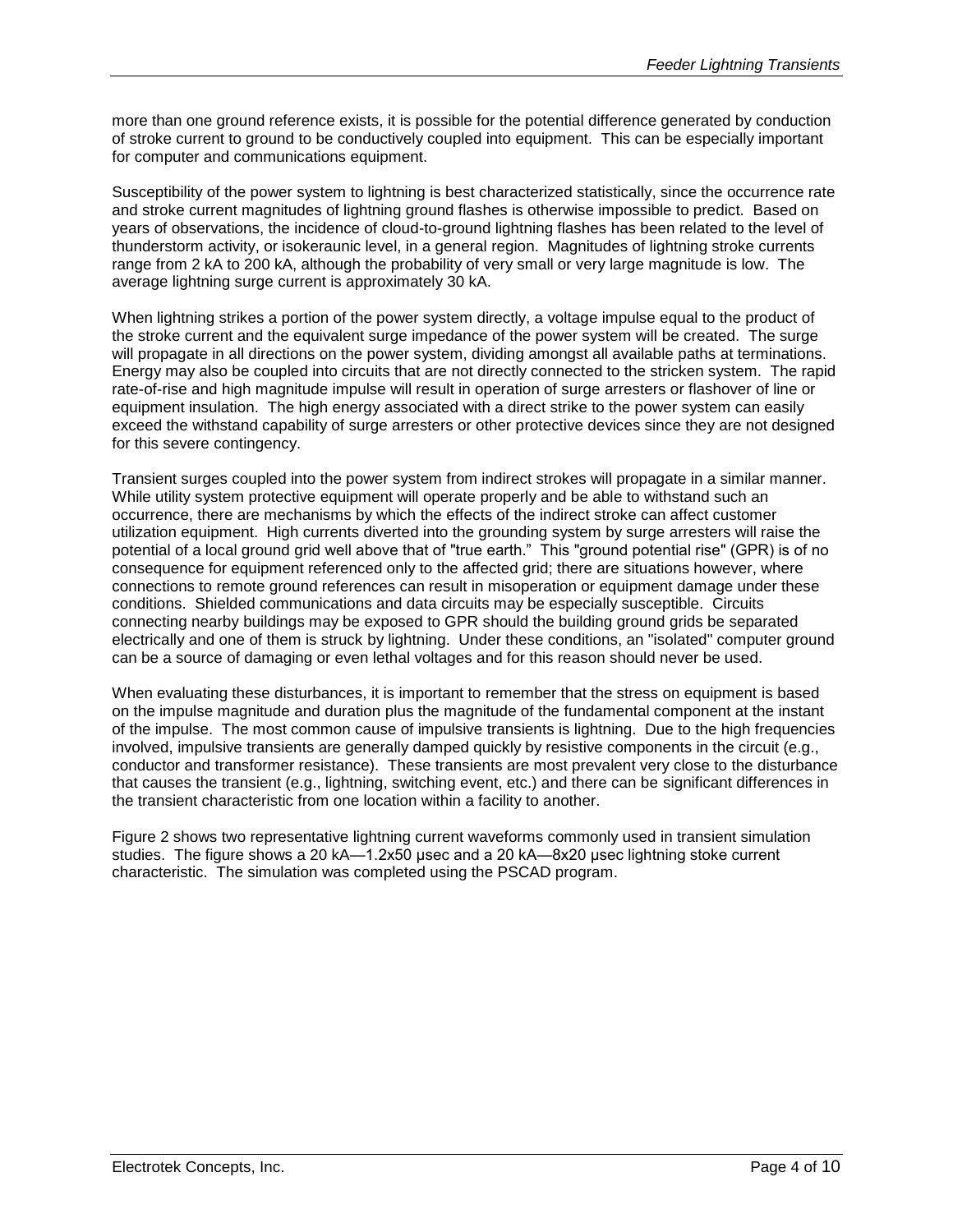more than one ground reference exists, it is possible for the potential difference generated by conduction of stroke current to ground to be conductively coupled into equipment. This can be especially important for computer and communications equipment.

Susceptibility of the power system to lightning is best characterized statistically, since the occurrence rate and stroke current magnitudes of lightning ground flashes is otherwise impossible to predict. Based on years of observations, the incidence of cloud-to-ground lightning flashes has been related to the level of thunderstorm activity, or isokeraunic level, in a general region. Magnitudes of lightning stroke currents range from 2 kA to 200 kA, although the probability of very small or very large magnitude is low. The average lightning surge current is approximately 30 kA.

When lightning strikes a portion of the power system directly, a voltage impulse equal to the product of the stroke current and the equivalent surge impedance of the power system will be created. The surge will propagate in all directions on the power system, dividing amongst all available paths at terminations. Energy may also be coupled into circuits that are not directly connected to the stricken system. The rapid rate-of-rise and high magnitude impulse will result in operation of surge arresters or flashover of line or equipment insulation. The high energy associated with a direct strike to the power system can easily exceed the withstand capability of surge arresters or other protective devices since they are not designed for this severe contingency.

Transient surges coupled into the power system from indirect strokes will propagate in a similar manner. While utility system protective equipment will operate properly and be able to withstand such an occurrence, there are mechanisms by which the effects of the indirect stroke can affect customer utilization equipment. High currents diverted into the grounding system by surge arresters will raise the potential of a local ground grid well above that of "true earth." This "ground potential rise" (GPR) is of no consequence for equipment referenced only to the affected grid; there are situations however, where connections to remote ground references can result in misoperation or equipment damage under these conditions. Shielded communications and data circuits may be especially susceptible. Circuits connecting nearby buildings may be exposed to GPR should the building ground grids be separated electrically and one of them is struck by lightning. Under these conditions, an "isolated" computer ground can be a source of damaging or even lethal voltages and for this reason should never be used.

When evaluating these disturbances, it is important to remember that the stress on equipment is based on the impulse magnitude and duration plus the magnitude of the fundamental component at the instant of the impulse. The most common cause of impulsive transients is lightning. Due to the high frequencies involved, impulsive transients are generally damped quickly by resistive components in the circuit (e.g., conductor and transformer resistance). These transients are most prevalent very close to the disturbance that causes the transient (e.g., lightning, switching event, etc.) and there can be significant differences in the transient characteristic from one location within a facility to another.

Figure 2 shows two representative lightning current waveforms commonly used in transient simulation studies. The figure shows a 20 kA—1.2x50 µsec and a 20 kA—8x20 µsec lightning stoke current characteristic. The simulation was completed using the PSCAD program.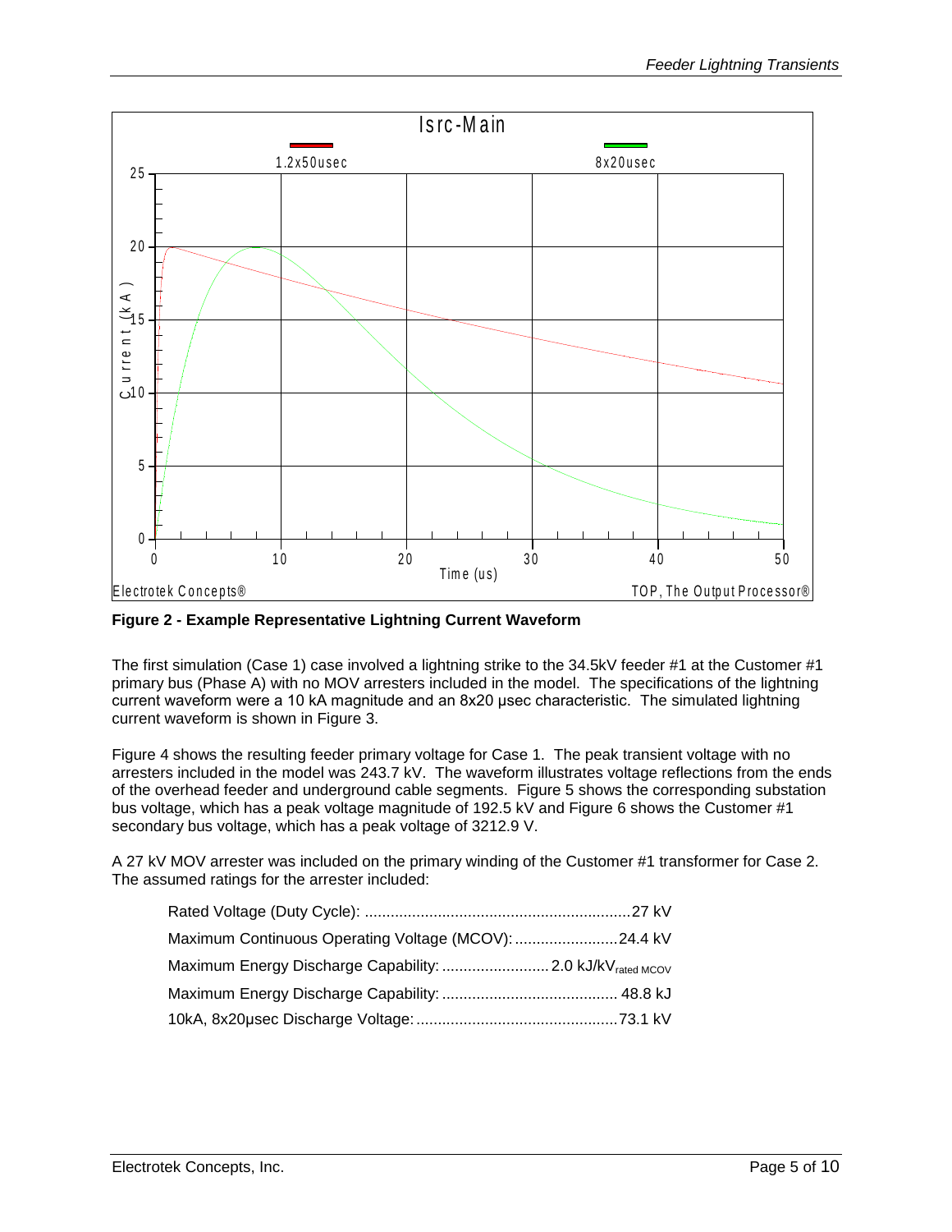**Figure 2 - Example Representative Lightning Current Waveform**

The first simulation (Case 1) case involved a lightning strike to the 34.5kV feeder #1 at the Customer #1 primary bus (Phase A) with no MOV arresters included in the model. The specifications of the lightning current waveform were a 10 kA magnitude and an 8x20 μsec characteristic. The simulated lightning current waveform is shown in Figure 3.

Figure 4 shows the resulting feeder primary voltage for Case 1. The peak transient voltage with no arresters included in the model was 243.7 kV. The waveform illustrates voltage reflections from the ends of the overhead feeder and underground cable segments. Figure 5 shows the corresponding substation bus voltage, which has a peak voltage magnitude of 192.5 kV and Figure 6 shows the Customer #1 secondary bus voltage, which has a peak voltage of 3212.9 V.

A 27 kV MOV arrester was included on the primary winding of the Customer #1 transformer for Case 2. The assumed ratings for the arrester included:

- Rated Voltage (Duty Cycle): ..............................................................27 kV
- Maximum Continuous Operating Voltage (MCOV): ........................24.4 kV
- Maximum Energy Discharge Capability: ......................... 2.0 kJ/$kV_{rated\ MCOV}$
- Maximum Energy Discharge Capability: ......................................... 48.8 kJ
- 10kA, 8x20μsec Discharge Voltage: ...............................................73.1 kV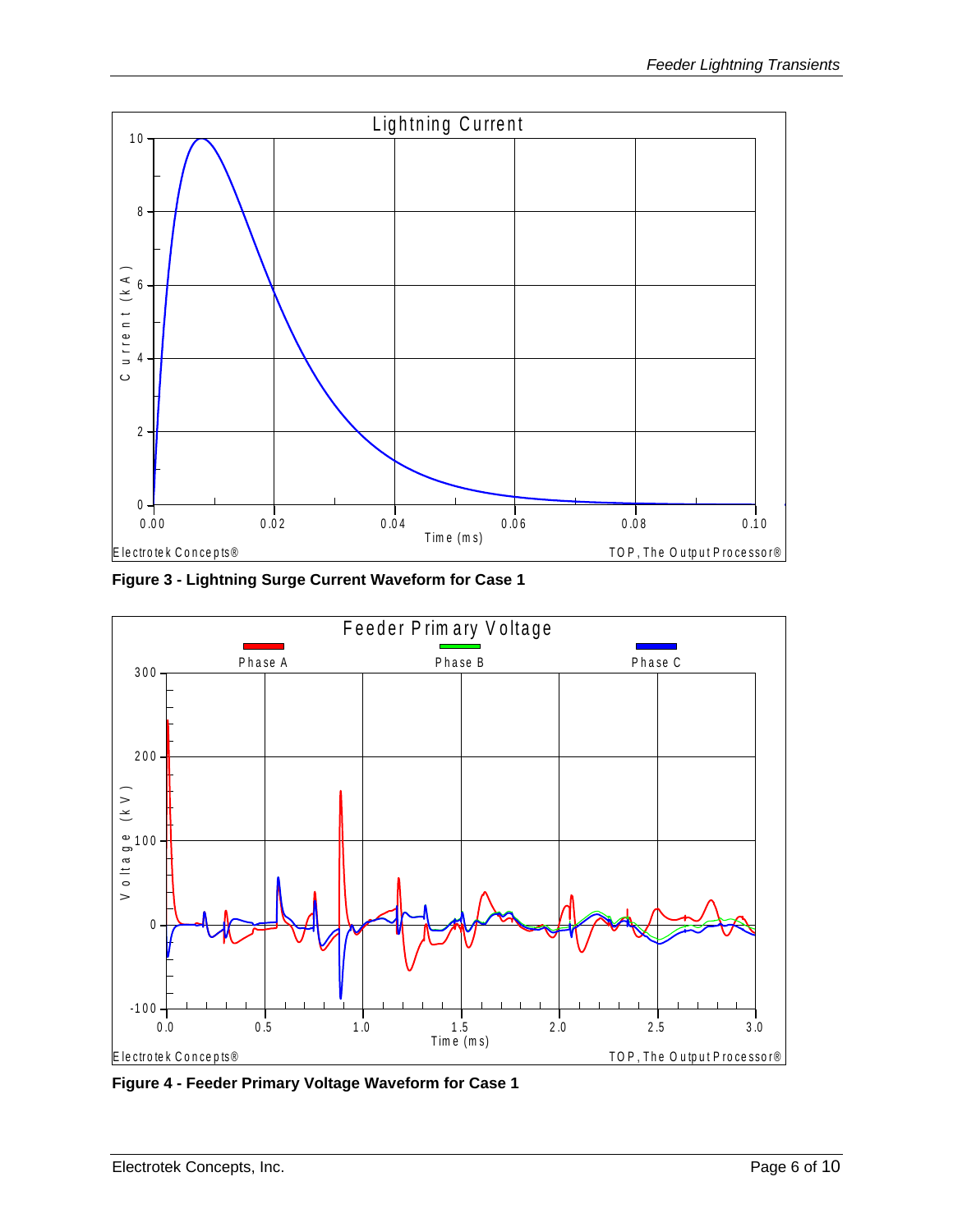Figure 3 - Lightning Surge Current Waveform for Case 1

Figure 4 - Feeder Primary Voltage Waveform for Case 1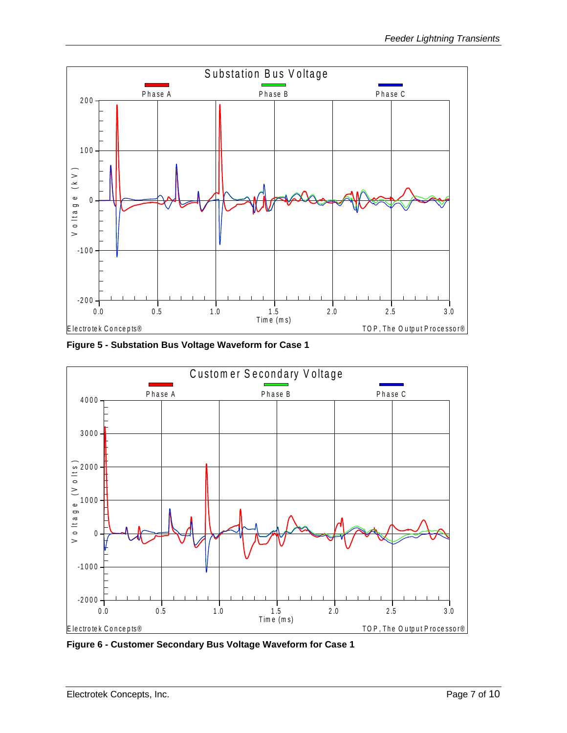Figure 5 - Substation Bus Voltage Waveform for Case 1

Figure 6 - Customer Secondary Bus Voltage Waveform for Case 1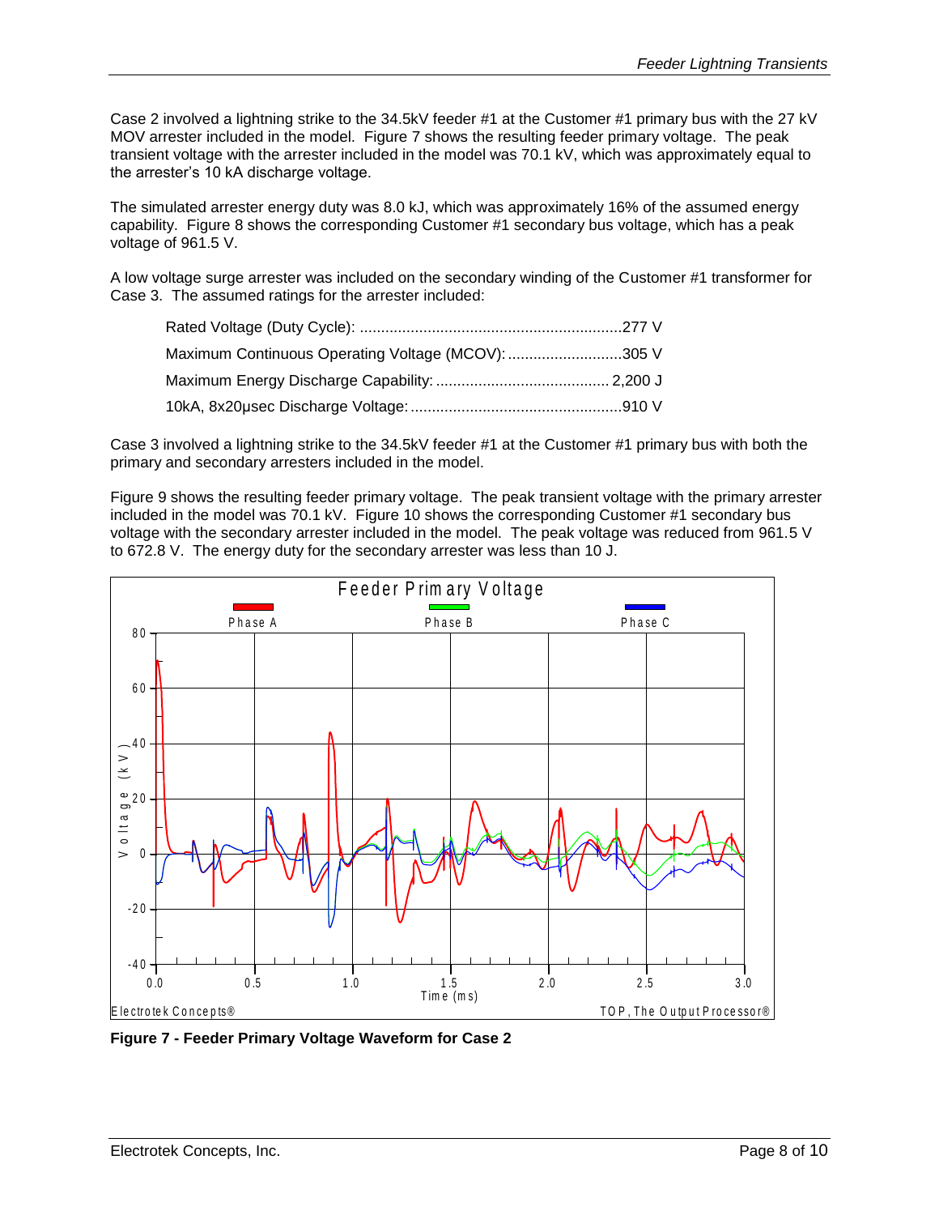Case 2 involved a lightning strike to the 34.5kV feeder #1 at the Customer #1 primary bus with the 27 kV MOV arrester included in the model. Figure 7 shows the resulting feeder primary voltage. The peak transient voltage with the arrester included in the model was 70.1 kV, which was approximately equal to the arrester's 10 kA discharge voltage.

The simulated arrester energy duty was 8.0 kJ, which was approximately 16% of the assumed energy capability. Figure 8 shows the corresponding Customer #1 secondary bus voltage, which has a peak voltage of 961.5 V.

A low voltage surge arrester was included on the secondary winding of the Customer #1 transformer for Case 3. The assumed ratings for the arrester included:

- Rated Voltage (Duty Cycle): ..............................................................277 V
- Maximum Continuous Operating Voltage (MCOV): ...........................305 V
- Maximum Energy Discharge Capability: ......................................... 2,200 J
- 10kA, 8x20μsec Discharge Voltage: ..................................................910 V

Case 3 involved a lightning strike to the 34.5kV feeder #1 at the Customer #1 primary bus with both the primary and secondary arresters included in the model.

Figure 9 shows the resulting feeder primary voltage. The peak transient voltage with the primary arrester included in the model was 70.1 kV. Figure 10 shows the corresponding Customer #1 secondary bus voltage with the secondary arrester included in the model. The peak voltage was reduced from 961.5 V to 672.8 V. The energy duty for the secondary arrester was less than 10 J.

**Figure 7 - Feeder Primary Voltage Waveform for Case 2**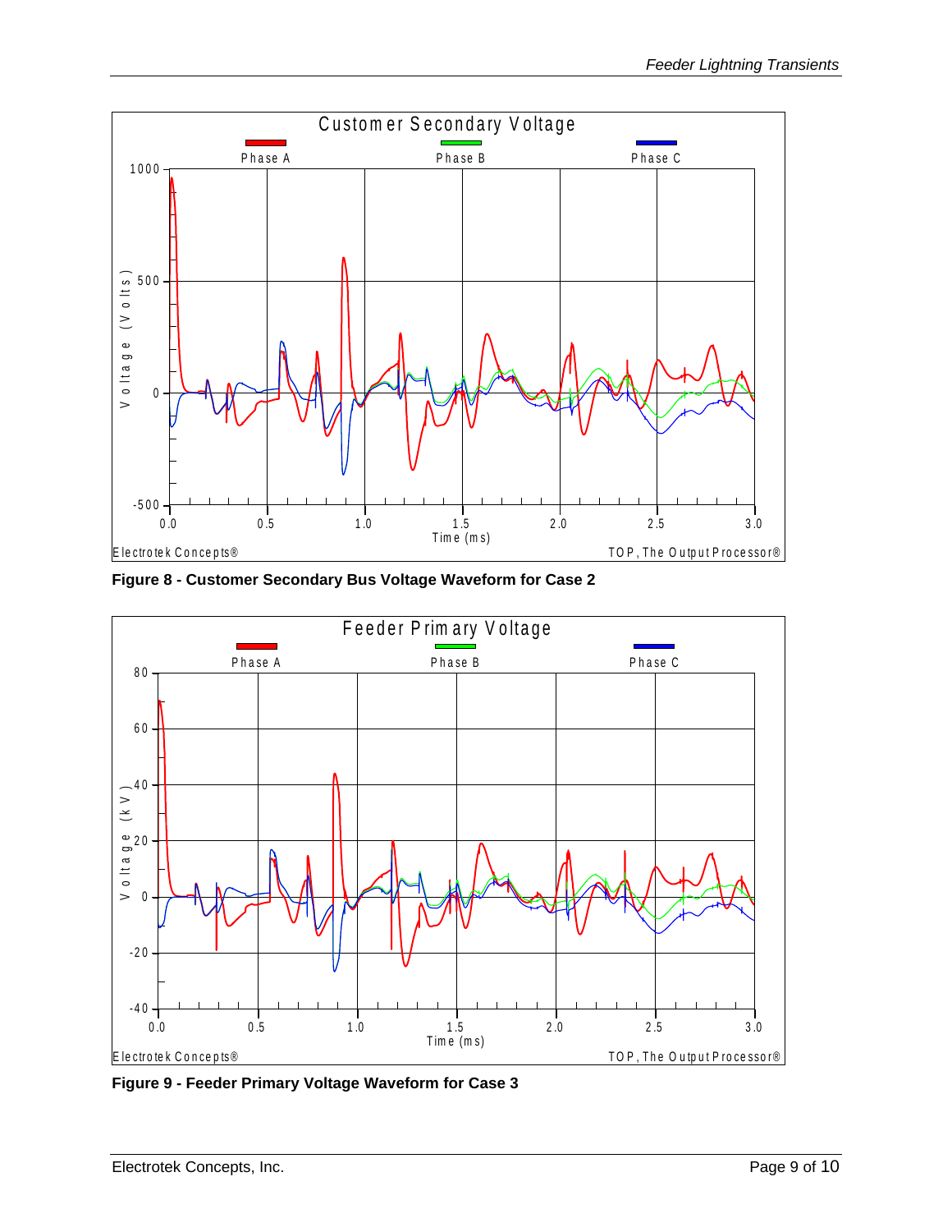**Figure 8 - Customer Secondary Bus Voltage Waveform for Case 2**

**Figure 9 - Feeder Primary Voltage Waveform for Case 3**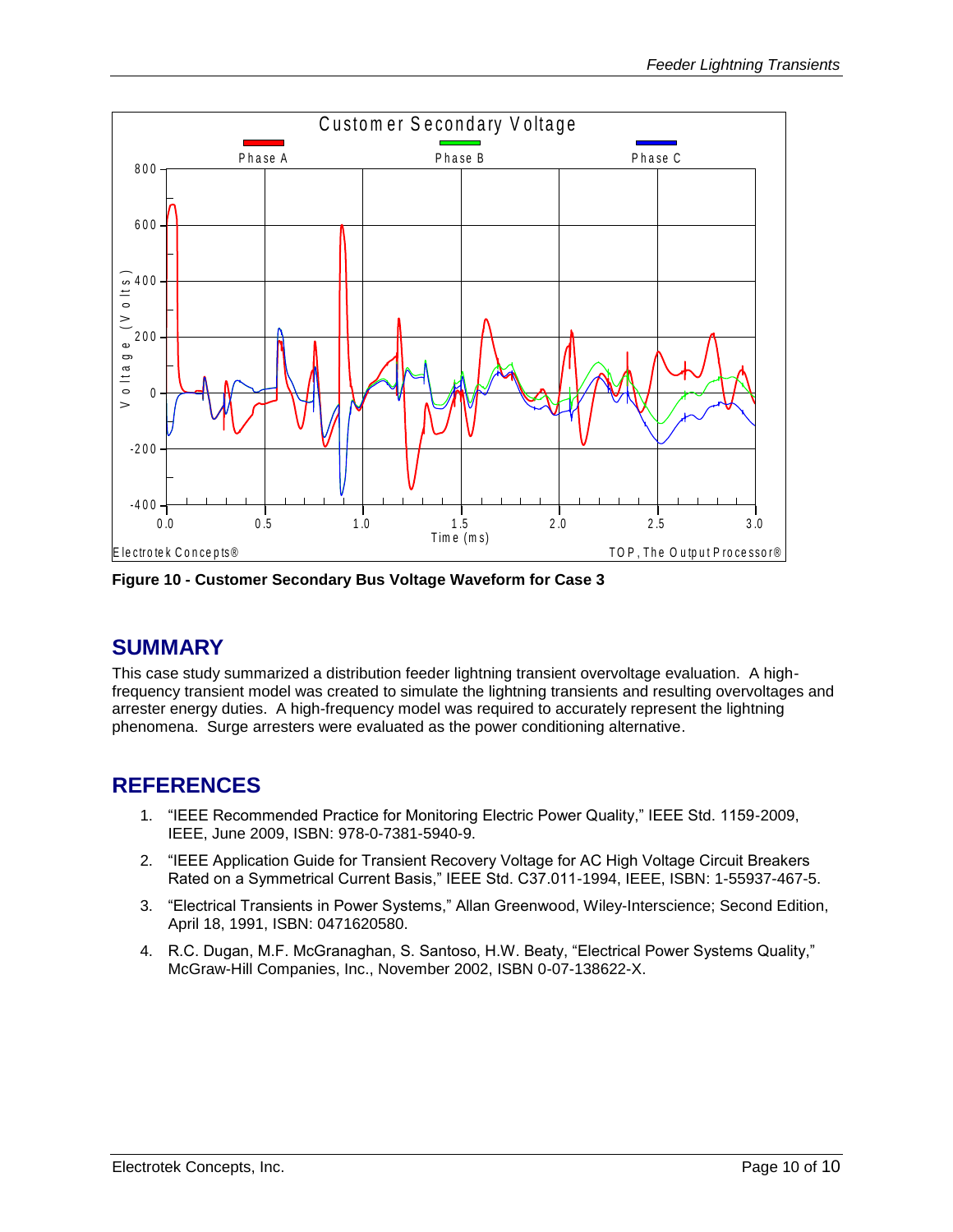Customer Secondary Voltage

Phase A

Phase B

Phase C

800

600

400

200

0

-200

-400

Voltage (Volts)

0.0

0.5

1.0

1.5

2.0

2.5

3.0

Time (ms)

Electrotek Concepts®

TOP, The Output Processor®

**Figure 10 - Customer Secondary Bus Voltage Waveform for Case 3**

## SUMMARY

This case study summarized a distribution feeder lightning transient overvoltage evaluation. A high-frequency transient model was created to simulate the lightning transients and resulting overvoltages and arrester energy duties. A high-frequency model was required to accurately represent the lightning phenomena. Surge arresters were evaluated as the power conditioning alternative.

## REFERENCES

1. "IEEE Recommended Practice for Monitoring Electric Power Quality," IEEE Std. 1159-2009, IEEE, June 2009, ISBN: 978-0-7381-5940-9.
2. "IEEE Application Guide for Transient Recovery Voltage for AC High Voltage Circuit Breakers Rated on a Symmetrical Current Basis," IEEE Std. C37.011-1994, IEEE, ISBN: 1-55937-467-5.
3. "Electrical Transients in Power Systems," Allan Greenwood, Wiley-Interscience; Second Edition, April 18, 1991, ISBN: 0471620580.
4. R.C. Dugan, M.F. McGranaghan, S. Santoso, H.W. Beaty, "Electrical Power Systems Quality," McGraw-Hill Companies, Inc., November 2002, ISBN 0-07-138622-X.